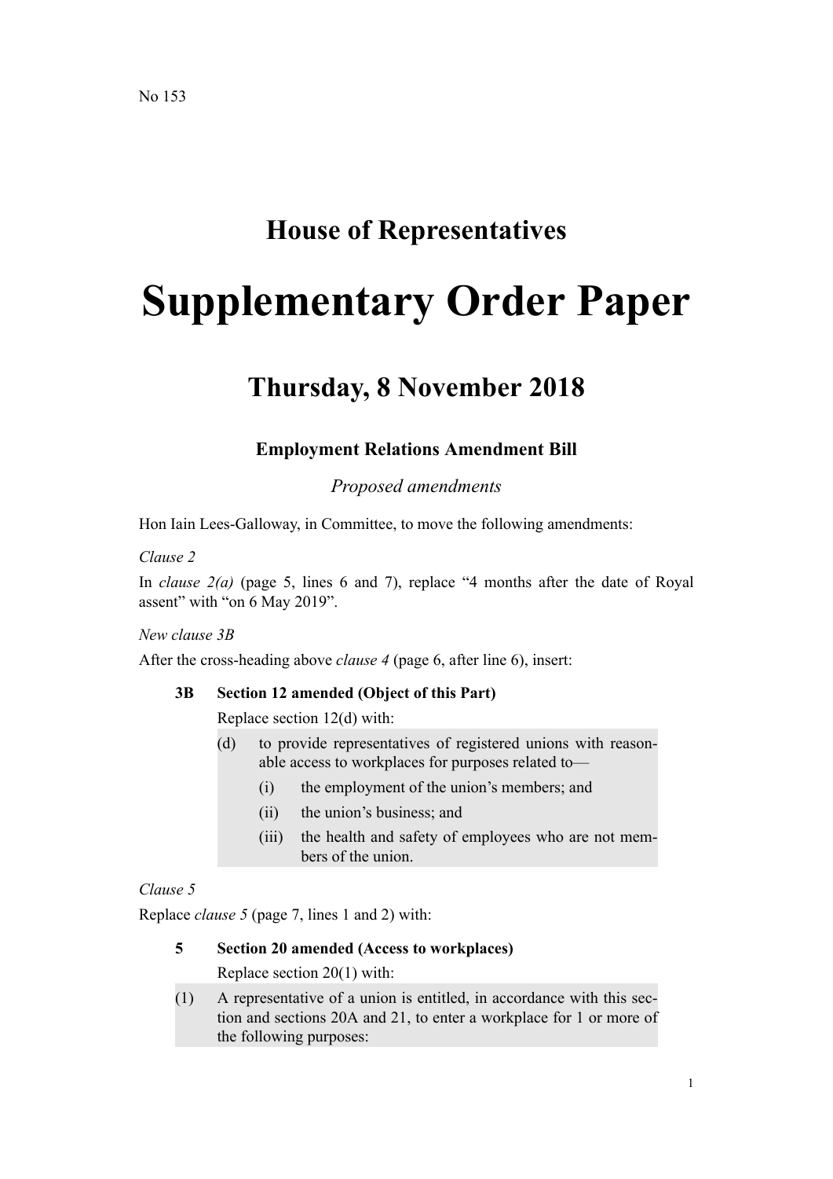No 153

# House of Representatives

# Supplementary Order Paper

## Thursday, 8 November 2018

### Employment Relations Amendment Bill

*Proposed amendments*

Hon Iain Lees-Galloway, in Committee, to move the following amendments:

*Clause 2*

In *clause 2(a)* (page 5, lines 6 and 7), replace "4 months after the date of Royal assent" with "on 6 May 2019".

*New clause 3B*

After the cross-heading above *clause 4* (page 6, after line 6), insert:

**3B Section 12 amended (Object of this Part)**

Replace section 12(d) with:

(d) to provide representatives of registered unions with reasonable access to workplaces for purposes related to—

(i) the employment of the union's members; and

(ii) the union's business; and

(iii) the health and safety of employees who are not members of the union.

*Clause 5*

Replace *clause 5* (page 7, lines 1 and 2) with:

**5 Section 20 amended (Access to workplaces)**

Replace section 20(1) with:

(1) A representative of a union is entitled, in accordance with this section and sections 20A and 21, to enter a workplace for 1 or more of the following purposes: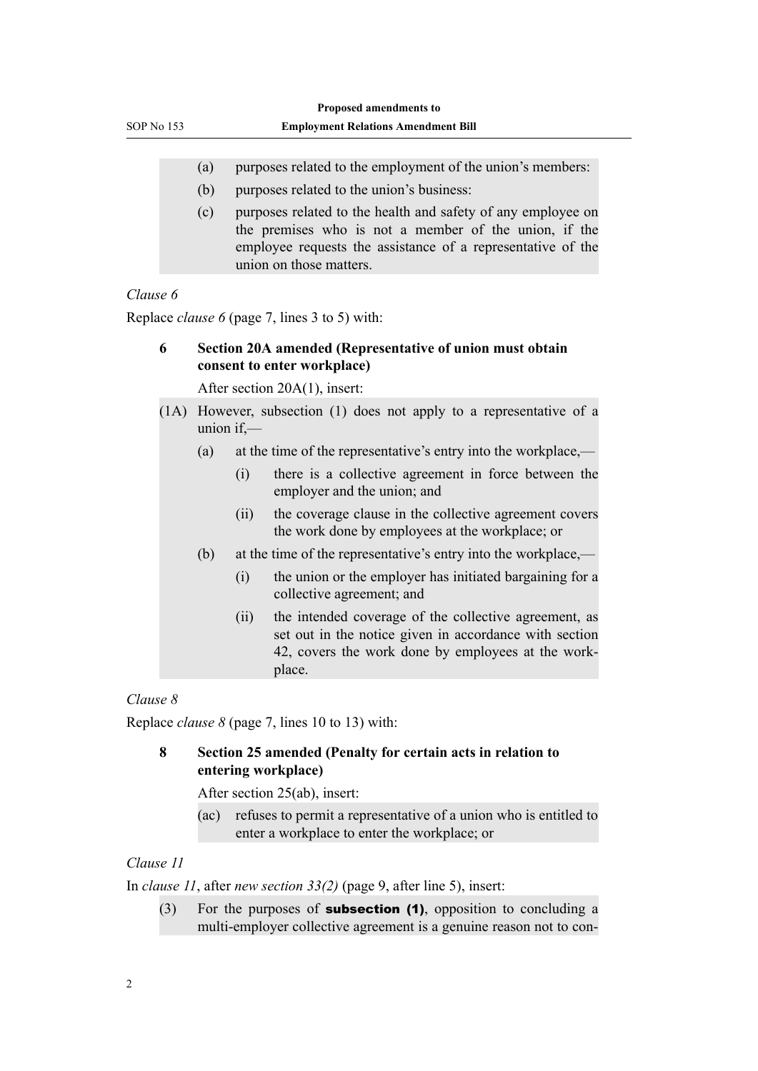(a) purposes related to the employment of the union's members:

(b) purposes related to the union's business:

(c) purposes related to the health and safety of any employee on the premises who is not a member of the union, if the employee requests the assistance of a representative of the union on those matters.

*Clause 6*

Replace *clause 6* (page 7, lines 3 to 5) with:

**6 Section 20A amended (Representative of union must obtain consent to enter workplace)**

After section 20A(1), insert:

(1A) However, subsection (1) does not apply to a representative of a union if,—

(a) at the time of the representative's entry into the workplace,—

(i) there is a collective agreement in force between the employer and the union; and

(ii) the coverage clause in the collective agreement covers the work done by employees at the workplace; or

(b) at the time of the representative's entry into the workplace,—

(i) the union or the employer has initiated bargaining for a collective agreement; and

(ii) the intended coverage of the collective agreement, as set out in the notice given in accordance with section 42, covers the work done by employees at the workplace.

*Clause 8*

Replace *clause 8* (page 7, lines 10 to 13) with:

**8 Section 25 amended (Penalty for certain acts in relation to entering workplace)**

After section 25(ab), insert:

(ac) refuses to permit a representative of a union who is entitled to enter a workplace to enter the workplace; or

*Clause 11*

In *clause 11*, after *new section 33(2)* (page 9, after line 5), insert:

(3) For the purposes of **subsection (1)**, opposition to concluding a multi-employer collective agreement is a genuine reason not to con-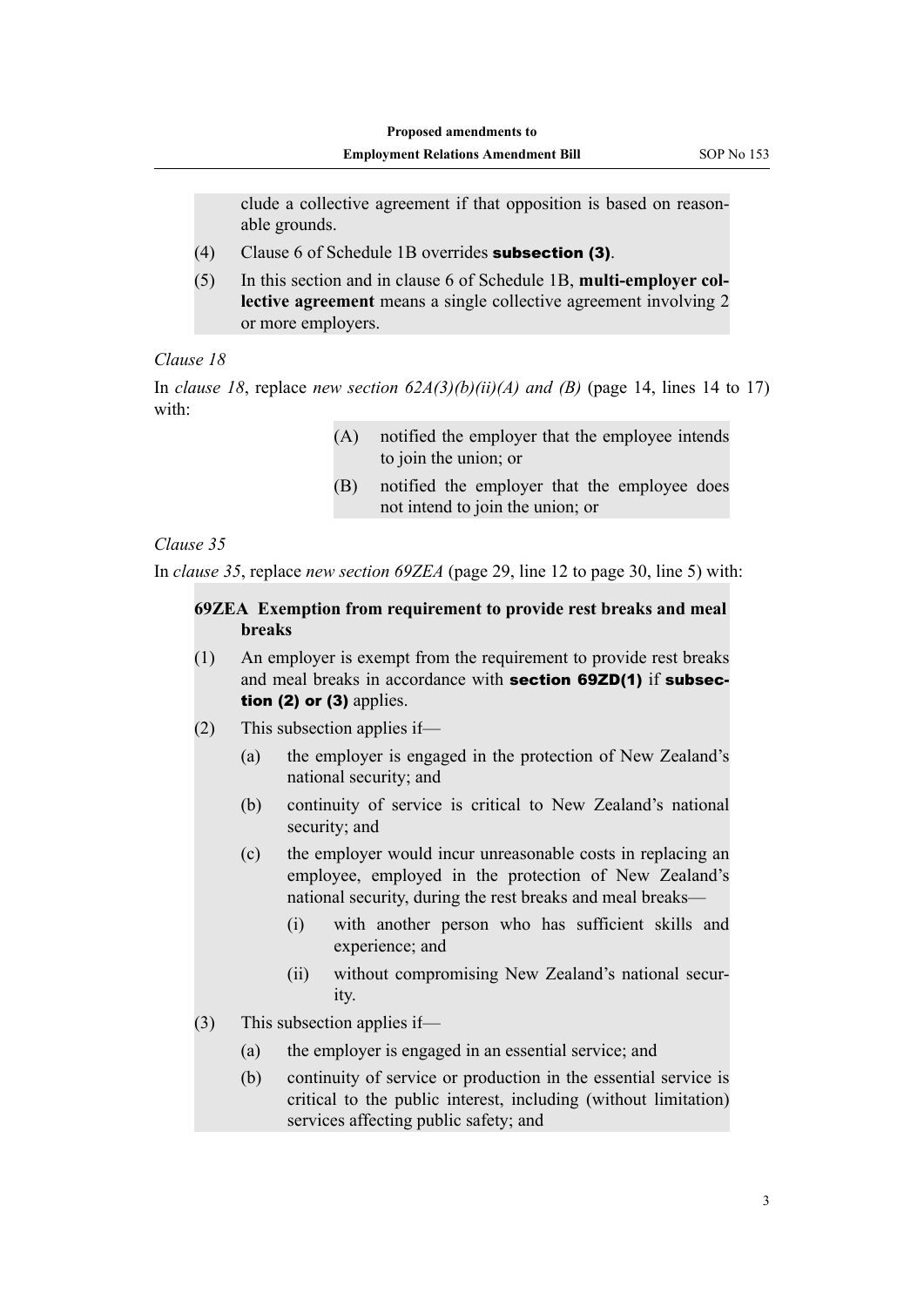clude a collective agreement if that opposition is based on reasonable grounds.

(4) Clause 6 of Schedule 1B overrides **subsection (3)**.

(5) In this section and in clause 6 of Schedule 1B, **multi-employer collective agreement** means a single collective agreement involving 2 or more employers.

*Clause 18*

In *clause 18*, replace *new section 62A(3)(b)(ii)(A) and (B)* (page 14, lines 14 to 17) with:

(A) notified the employer that the employee intends to join the union; or

(B) notified the employer that the employee does not intend to join the union; or

*Clause 35*

In *clause 35*, replace *new section 69ZEA* (page 29, line 12 to page 30, line 5) with:

**69ZEA Exemption from requirement to provide rest breaks and meal breaks**

(1) An employer is exempt from the requirement to provide rest breaks and meal breaks in accordance with **section 69ZD(1)** if **subsection (2) or (3)** applies.

(2) This subsection applies if—

- (a) the employer is engaged in the protection of New Zealand's national security; and
- (b) continuity of service is critical to New Zealand's national security; and
- (c) the employer would incur unreasonable costs in replacing an employee, employed in the protection of New Zealand's national security, during the rest breaks and meal breaks—
  - (i) with another person who has sufficient skills and experience; and
  - (ii) without compromising New Zealand's national security.

(3) This subsection applies if—

- (a) the employer is engaged in an essential service; and
- (b) continuity of service or production in the essential service is critical to the public interest, including (without limitation) services affecting public safety; and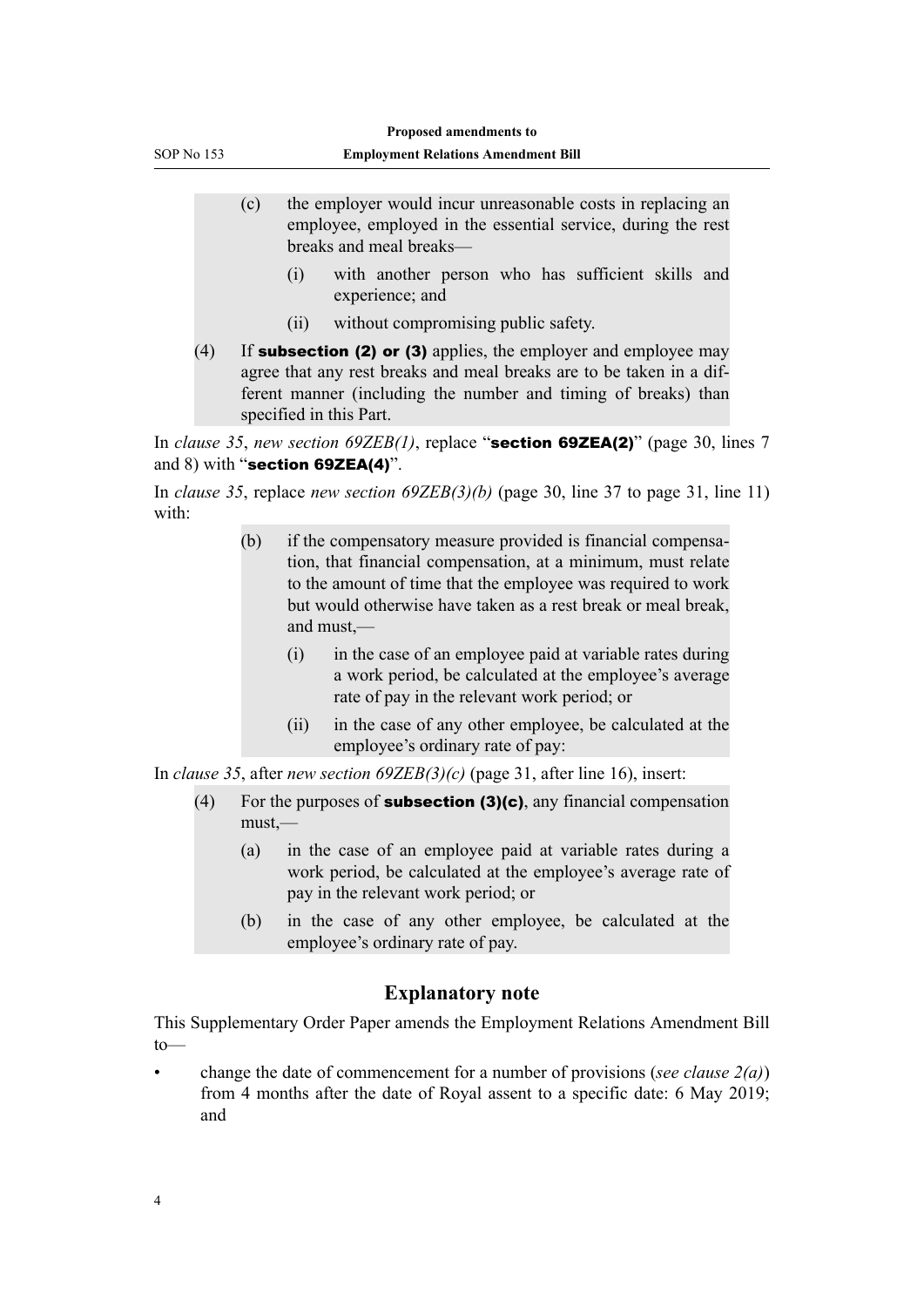(c) the employer would incur unreasonable costs in replacing an employee, employed in the essential service, during the rest breaks and meal breaks—

(i) with another person who has sufficient skills and experience; and

(ii) without compromising public safety.

(4) If **subsection (2) or (3)** applies, the employer and employee may agree that any rest breaks and meal breaks are to be taken in a different manner (including the number and timing of breaks) than specified in this Part.

In *clause 35*, *new section 69ZEB(1)*, replace "**section 69ZEA(2)**" (page 30, lines 7 and 8) with "**section 69ZEA(4)**".

In *clause 35*, replace *new section 69ZEB(3)(b)* (page 30, line 37 to page 31, line 11) with:

(b) if the compensatory measure provided is financial compensation, that financial compensation, at a minimum, must relate to the amount of time that the employee was required to work but would otherwise have taken as a rest break or meal break, and must,—

(i) in the case of an employee paid at variable rates during a work period, be calculated at the employee's average rate of pay in the relevant work period; or

(ii) in the case of any other employee, be calculated at the employee's ordinary rate of pay:

In *clause 35*, after *new section 69ZEB(3)(c)* (page 31, after line 16), insert:

(4) For the purposes of **subsection (3)(c)**, any financial compensation must,—

(a) in the case of an employee paid at variable rates during a work period, be calculated at the employee's average rate of pay in the relevant work period; or

(b) in the case of any other employee, be calculated at the employee's ordinary rate of pay.

## Explanatory note

This Supplementary Order Paper amends the Employment Relations Amendment Bill to—

- change the date of commencement for a number of provisions (*see clause 2(a)*) from 4 months after the date of Royal assent to a specific date: 6 May 2019; and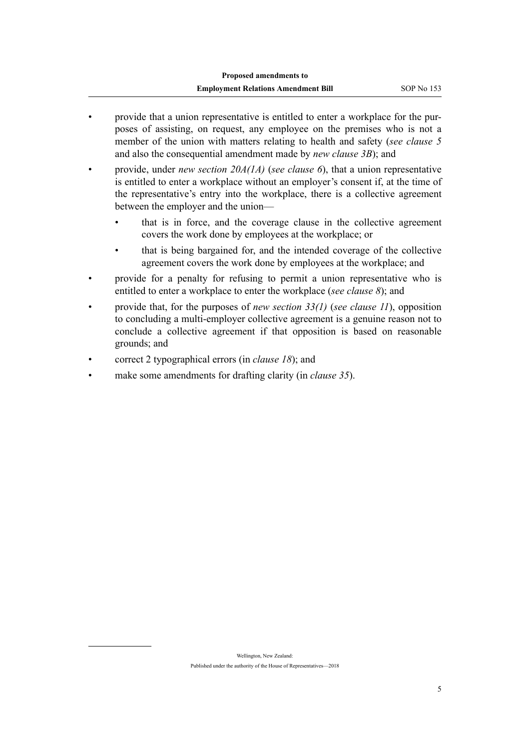- provide that a union representative is entitled to enter a workplace for the purposes of assisting, on request, any employee on the premises who is not a member of the union with matters relating to health and safety (*see clause 5* and also the consequential amendment made by *new clause 3B*); and
- provide, under *new section 20A(1A)* (*see clause 6*), that a union representative is entitled to enter a workplace without an employer's consent if, at the time of the representative's entry into the workplace, there is a collective agreement between the employer and the union—
  - that is in force, and the coverage clause in the collective agreement covers the work done by employees at the workplace; or
  - that is being bargained for, and the intended coverage of the collective agreement covers the work done by employees at the workplace; and
- provide for a penalty for refusing to permit a union representative who is entitled to enter a workplace to enter the workplace (*see clause 8*); and
- provide that, for the purposes of *new section 33(1)* (*see clause 11*), opposition to concluding a multi-employer collective agreement is a genuine reason not to conclude a collective agreement if that opposition is based on reasonable grounds; and
- correct 2 typographical errors (in *clause 18*); and
- make some amendments for drafting clarity (in *clause 35*).

Wellington, New Zealand:

Published under the authority of the House of Representatives—2018